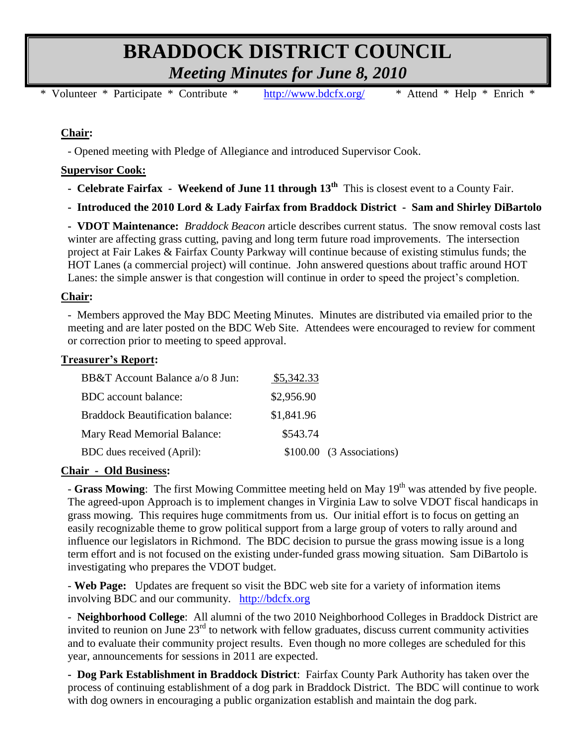# BRADDOCK DISTRICT COUNCIL

## *Meeting Minutes for June 8, 2010*

\* Volunteer \* Participate \* Contribute \* http://www.bdcfx.org/ \* Attend \* Help \* Enrich \*

**Chair:**

- Opened meeting with Pledge of Allegiance and introduced Supervisor Cook.

**Supervisor Cook:**

- **Celebrate Fairfax - Weekend of June 11 through 13th** This is closest event to a County Fair.
- **Introduced the 2010 Lord & Lady Fairfax from Braddock District - Sam and Shirley DiBartolo**
- **VDOT Maintenance:** *Braddock Beacon* article describes current status. The snow removal costs last winter are affecting grass cutting, paving and long term future road improvements. The intersection project at Fair Lakes & Fairfax County Parkway will continue because of existing stimulus funds; the HOT Lanes (a commercial project) will continue. John answered questions about traffic around HOT Lanes: the simple answer is that congestion will continue in order to speed the project's completion.

**Chair:**

- Members approved the May BDC Meeting Minutes. Minutes are distributed via emailed prior to the meeting and are later posted on the BDC Web Site. Attendees were encouraged to review for comment or correction prior to meeting to speed approval.

**Treasurer's Report:**

| | | |
|---|---|---|
| BB&T Account Balance a/o 8 Jun: | $5,342.33 | |
| BDC account balance: | $2,956.90 | |
| Braddock Beautification balance: | $1,841.96 | |
| Mary Read Memorial Balance: | $543.74 | |
| BDC dues received (April): | $100.00 | (3 Associations) |

**Chair - Old Business:**

- **Grass Mowing**: The first Mowing Committee meeting held on May 19th was attended by five people. The agreed-upon Approach is to implement changes in Virginia Law to solve VDOT fiscal handicaps in grass mowing. This requires huge commitments from us. Our initial effort is to focus on getting an easily recognizable theme to grow political support from a large group of voters to rally around and influence our legislators in Richmond. The BDC decision to pursue the grass mowing issue is a long term effort and is not focused on the existing under-funded grass mowing situation. Sam DiBartolo is investigating who prepares the VDOT budget.

- **Web Page:** Updates are frequent so visit the BDC web site for a variety of information items involving BDC and our community. http://bdcfx.org

- **Neighborhood College**: All alumni of the two 2010 Neighborhood Colleges in Braddock District are invited to reunion on June 23rd to network with fellow graduates, discuss current community activities and to evaluate their community project results. Even though no more colleges are scheduled for this year, announcements for sessions in 2011 are expected.

- **Dog Park Establishment in Braddock District**: Fairfax County Park Authority has taken over the process of continuing establishment of a dog park in Braddock District. The BDC will continue to work with dog owners in encouraging a public organization establish and maintain the dog park.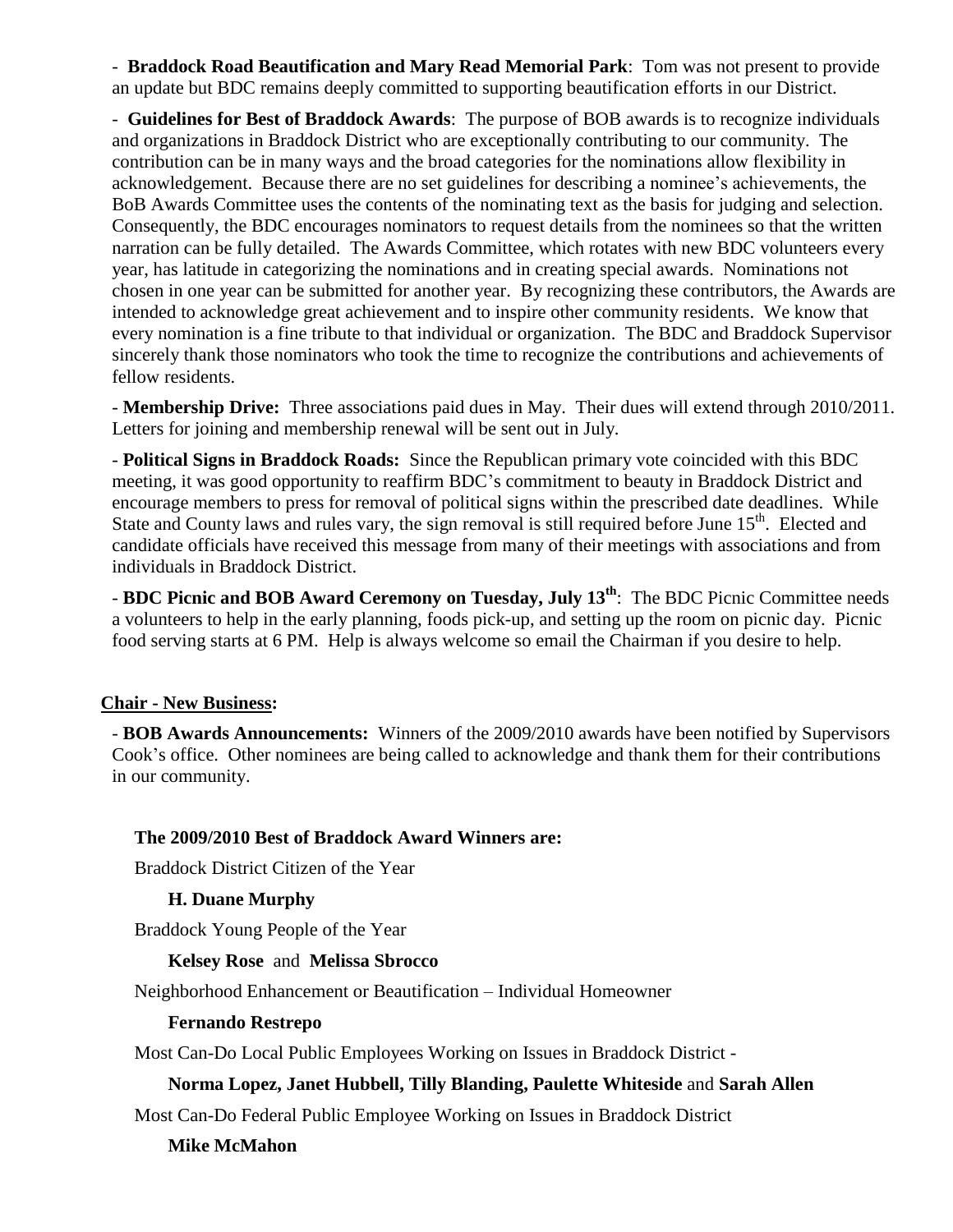- **Braddock Road Beautification and Mary Read Memorial Park**: Tom was not present to provide an update but BDC remains deeply committed to supporting beautification efforts in our District.

- **Guidelines for Best of Braddock Awards**: The purpose of BOB awards is to recognize individuals and organizations in Braddock District who are exceptionally contributing to our community. The contribution can be in many ways and the broad categories for the nominations allow flexibility in acknowledgement. Because there are no set guidelines for describing a nominee's achievements, the BoB Awards Committee uses the contents of the nominating text as the basis for judging and selection. Consequently, the BDC encourages nominators to request details from the nominees so that the written narration can be fully detailed. The Awards Committee, which rotates with new BDC volunteers every year, has latitude in categorizing the nominations and in creating special awards. Nominations not chosen in one year can be submitted for another year. By recognizing these contributors, the Awards are intended to acknowledge great achievement and to inspire other community residents. We know that every nomination is a fine tribute to that individual or organization. The BDC and Braddock Supervisor sincerely thank those nominators who took the time to recognize the contributions and achievements of fellow residents.

- **Membership Drive:** Three associations paid dues in May. Their dues will extend through 2010/2011. Letters for joining and membership renewal will be sent out in July.

- **Political Signs in Braddock Roads:** Since the Republican primary vote coincided with this BDC meeting, it was good opportunity to reaffirm BDC's commitment to beauty in Braddock District and encourage members to press for removal of political signs within the prescribed date deadlines. While State and County laws and rules vary, the sign removal is still required before June 15th. Elected and candidate officials have received this message from many of their meetings with associations and from individuals in Braddock District.

- **BDC Picnic and BOB Award Ceremony on Tuesday, July 13th**: The BDC Picnic Committee needs a volunteers to help in the early planning, foods pick-up, and setting up the room on picnic day. Picnic food serving starts at 6 PM. Help is always welcome so email the Chairman if you desire to help.

**Chair - New Business:**

- **BOB Awards Announcements:** Winners of the 2009/2010 awards have been notified by Supervisors Cook's office. Other nominees are being called to acknowledge and thank them for their contributions in our community.

**The 2009/2010 Best of Braddock Award Winners are:**

Braddock District Citizen of the Year

**H. Duane Murphy**

Braddock Young People of the Year

**Kelsey Rose** and **Melissa Sbrocco**

Neighborhood Enhancement or Beautification – Individual Homeowner

**Fernando Restrepo**

Most Can-Do Local Public Employees Working on Issues in Braddock District -

**Norma Lopez, Janet Hubbell, Tilly Blanding, Paulette Whiteside** and **Sarah Allen**

Most Can-Do Federal Public Employee Working on Issues in Braddock District

**Mike McMahon**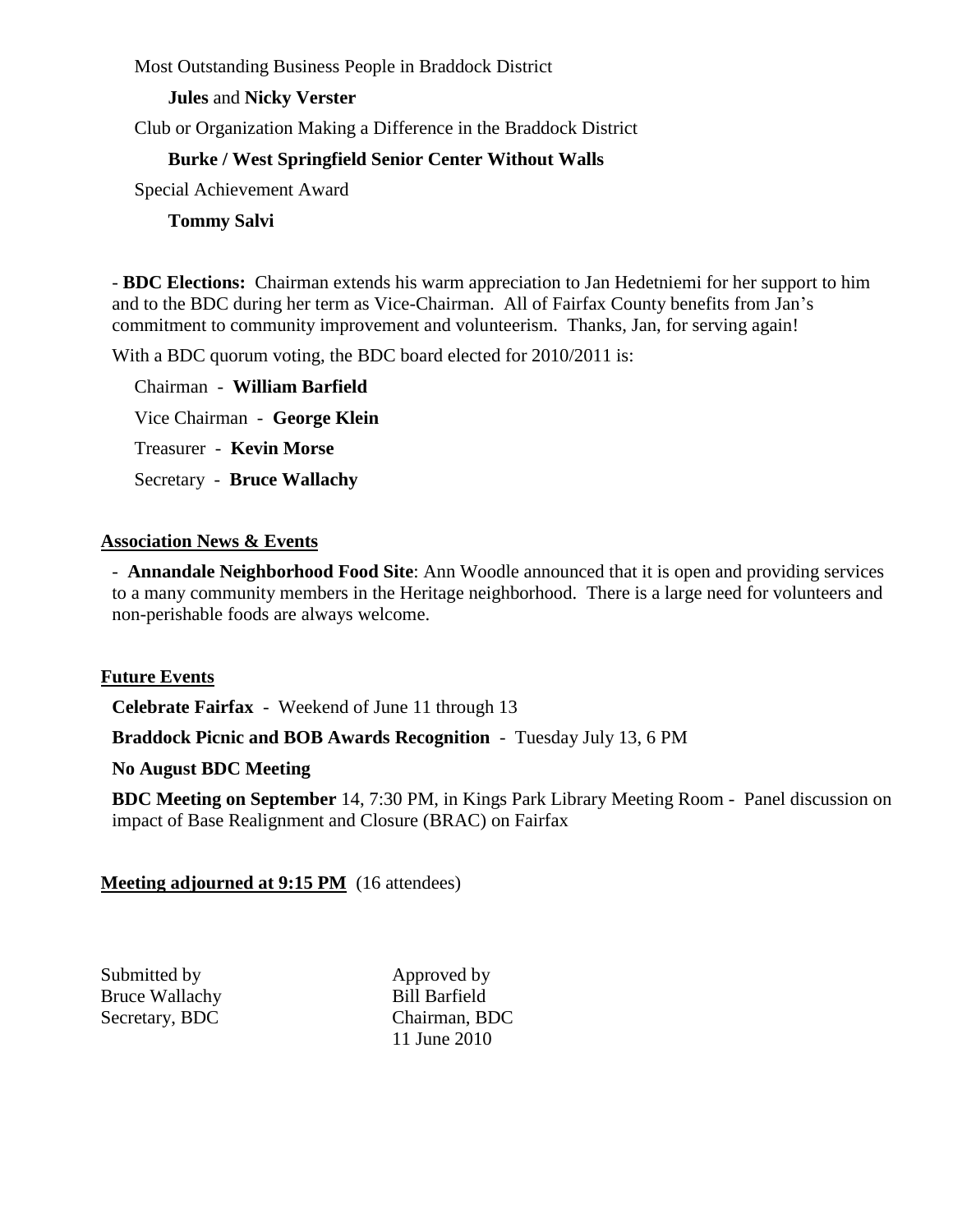Most Outstanding Business People in Braddock District

**Jules** and **Nicky Verster**

Club or Organization Making a Difference in the Braddock District

**Burke / West Springfield Senior Center Without Walls**

Special Achievement Award

**Tommy Salvi**

- **BDC Elections:** Chairman extends his warm appreciation to Jan Hedetniemi for her support to him and to the BDC during her term as Vice-Chairman. All of Fairfax County benefits from Jan's commitment to community improvement and volunteerism. Thanks, Jan, for serving again!

With a BDC quorum voting, the BDC board elected for 2010/2011 is:

Chairman - **William Barfield**

Vice Chairman - **George Klein**

Treasurer - **Kevin Morse**

Secretary - **Bruce Wallachy**

**Association News & Events**

- **Annandale Neighborhood Food Site**: Ann Woodle announced that it is open and providing services to a many community members in the Heritage neighborhood. There is a large need for volunteers and non-perishable foods are always welcome.

**Future Events**

**Celebrate Fairfax** - Weekend of June 11 through 13

**Braddock Picnic and BOB Awards Recognition** - Tuesday July 13, 6 PM

**No August BDC Meeting**

**BDC Meeting on September** 14, 7:30 PM, in Kings Park Library Meeting Room - Panel discussion on impact of Base Realignment and Closure (BRAC) on Fairfax

**Meeting adjourned at 9:15 PM** (16 attendees)

Submitted by
Bruce Wallachy
Secretary, BDC

Approved by
Bill Barfield
Chairman, BDC
11 June 2010